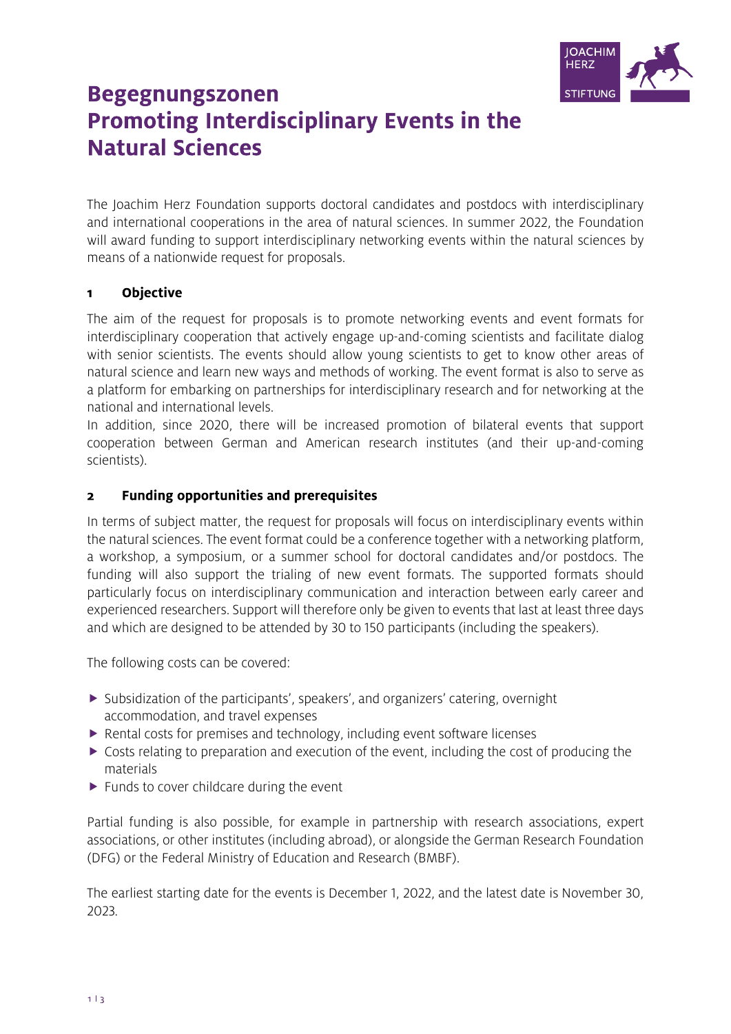# Begegnungszonen
# Promoting Interdisciplinary Events in the Natural Sciences

The Joachim Herz Foundation supports doctoral candidates and postdocs with interdisciplinary and international cooperations in the area of natural sciences. In summer 2022, the Foundation will award funding to support interdisciplinary networking events within the natural sciences by means of a nationwide request for proposals.

## 1 Objective

The aim of the request for proposals is to promote networking events and event formats for interdisciplinary cooperation that actively engage up-and-coming scientists and facilitate dialog with senior scientists. The events should allow young scientists to get to know other areas of natural science and learn new ways and methods of working. The event format is also to serve as a platform for embarking on partnerships for interdisciplinary research and for networking at the national and international levels.
In addition, since 2020, there will be increased promotion of bilateral events that support cooperation between German and American research institutes (and their up-and-coming scientists).

## 2 Funding opportunities and prerequisites

In terms of subject matter, the request for proposals will focus on interdisciplinary events within the natural sciences. The event format could be a conference together with a networking platform, a workshop, a symposium, or a summer school for doctoral candidates and/or postdocs. The funding will also support the trialing of new event formats. The supported formats should particularly focus on interdisciplinary communication and interaction between early career and experienced researchers. Support will therefore only be given to events that last at least three days and which are designed to be attended by 30 to 150 participants (including the speakers).

The following costs can be covered:

- Subsidization of the participants', speakers', and organizers' catering, overnight accommodation, and travel expenses
- Rental costs for premises and technology, including event software licenses
- Costs relating to preparation and execution of the event, including the cost of producing the materials
- Funds to cover childcare during the event

Partial funding is also possible, for example in partnership with research associations, expert associations, or other institutes (including abroad), or alongside the German Research Foundation (DFG) or the Federal Ministry of Education and Research (BMBF).

The earliest starting date for the events is December 1, 2022, and the latest date is November 30, 2023.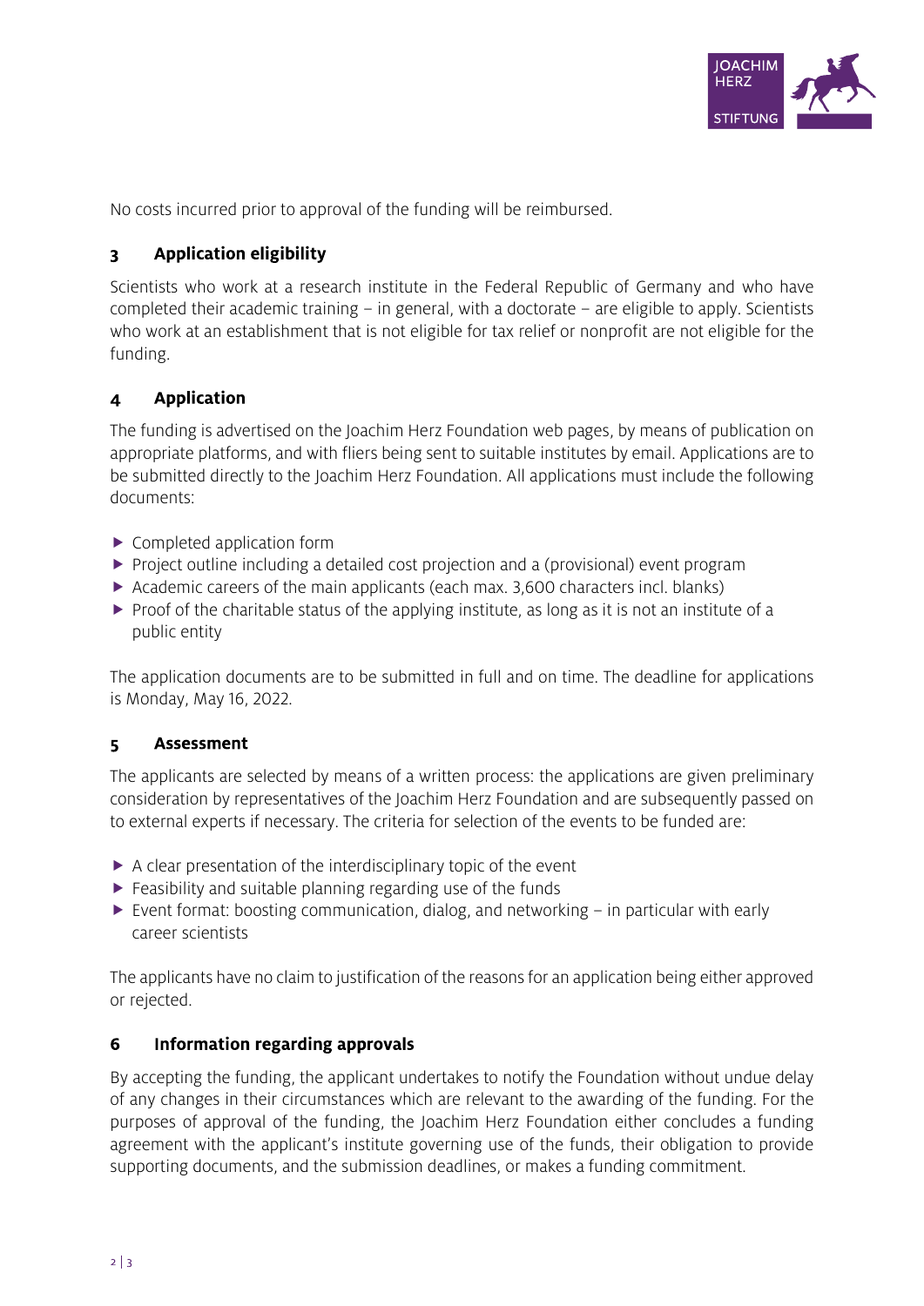No costs incurred prior to approval of the funding will be reimbursed.

## 3 Application eligibility

Scientists who work at a research institute in the Federal Republic of Germany and who have completed their academic training – in general, with a doctorate – are eligible to apply. Scientists who work at an establishment that is not eligible for tax relief or nonprofit are not eligible for the funding.

## 4 Application

The funding is advertised on the Joachim Herz Foundation web pages, by means of publication on appropriate platforms, and with fliers being sent to suitable institutes by email. Applications are to be submitted directly to the Joachim Herz Foundation. All applications must include the following documents:

- Completed application form
- Project outline including a detailed cost projection and a (provisional) event program
- Academic careers of the main applicants (each max. 3,600 characters incl. blanks)
- Proof of the charitable status of the applying institute, as long as it is not an institute of a public entity

The application documents are to be submitted in full and on time. The deadline for applications is Monday, May 16, 2022.

## 5 Assessment

The applicants are selected by means of a written process: the applications are given preliminary consideration by representatives of the Joachim Herz Foundation and are subsequently passed on to external experts if necessary. The criteria for selection of the events to be funded are:

- A clear presentation of the interdisciplinary topic of the event
- Feasibility and suitable planning regarding use of the funds
- Event format: boosting communication, dialog, and networking – in particular with early career scientists

The applicants have no claim to justification of the reasons for an application being either approved or rejected.

## 6 Information regarding approvals

By accepting the funding, the applicant undertakes to notify the Foundation without undue delay of any changes in their circumstances which are relevant to the awarding of the funding. For the purposes of approval of the funding, the Joachim Herz Foundation either concludes a funding agreement with the applicant's institute governing use of the funds, their obligation to provide supporting documents, and the submission deadlines, or makes a funding commitment.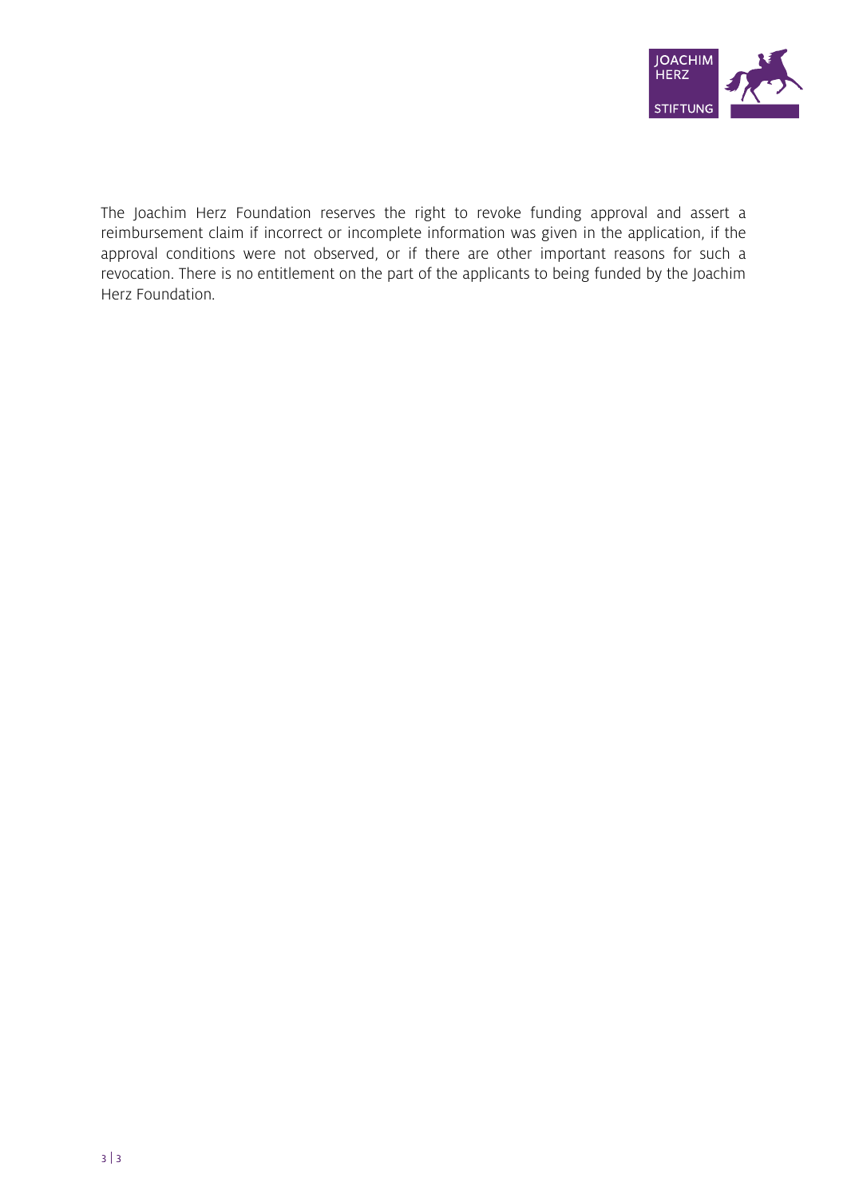The Joachim Herz Foundation reserves the right to revoke funding approval and assert a reimbursement claim if incorrect or incomplete information was given in the application, if the approval conditions were not observed, or if there are other important reasons for such a revocation. There is no entitlement on the part of the applicants to being funded by the Joachim Herz Foundation.